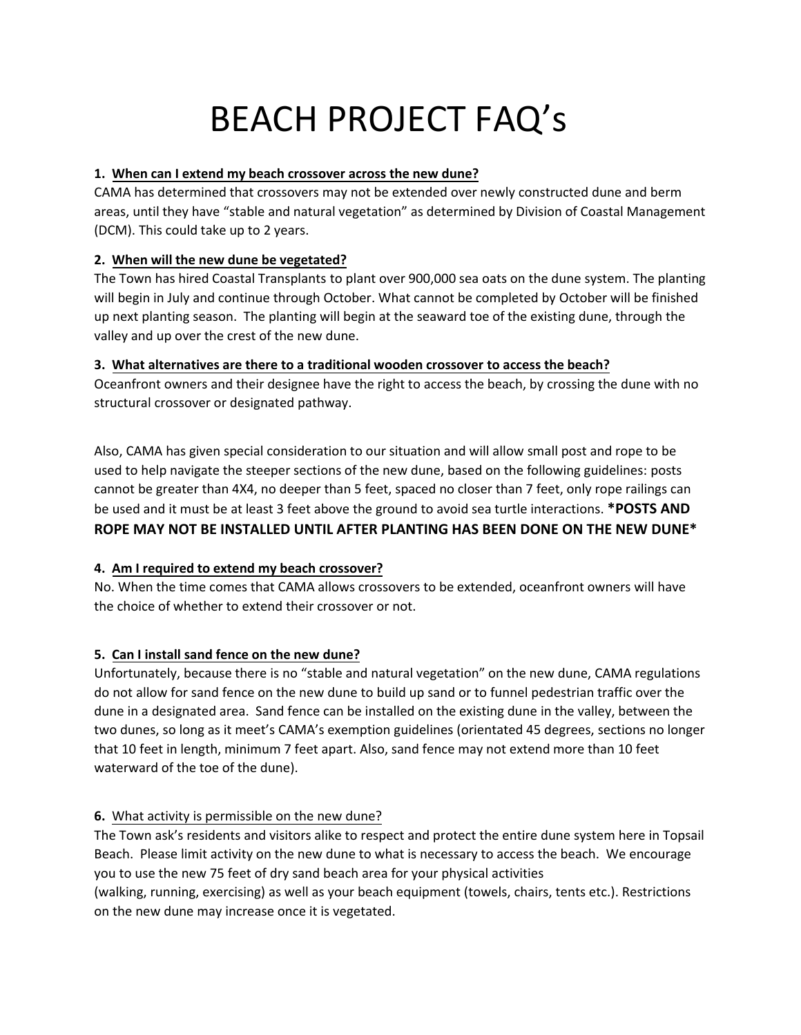# BEACH PROJECT FAQ's

**1. When can I extend my beach crossover across the new dune?**

CAMA has determined that crossovers may not be extended over newly constructed dune and berm areas, until they have "stable and natural vegetation" as determined by Division of Coastal Management (DCM). This could take up to 2 years.

**2. When will the new dune be vegetated?**

The Town has hired Coastal Transplants to plant over 900,000 sea oats on the dune system. The planting will begin in July and continue through October. What cannot be completed by October will be finished up next planting season. The planting will begin at the seaward toe of the existing dune, through the valley and up over the crest of the new dune.

**3. What alternatives are there to a traditional wooden crossover to access the beach?**

Oceanfront owners and their designee have the right to access the beach, by crossing the dune with no structural crossover or designated pathway.

Also, CAMA has given special consideration to our situation and will allow small post and rope to be used to help navigate the steeper sections of the new dune, based on the following guidelines: posts cannot be greater than 4X4, no deeper than 5 feet, spaced no closer than 7 feet, only rope railings can be used and it must be at least 3 feet above the ground to avoid sea turtle interactions. ***POSTS AND ROPE MAY NOT BE INSTALLED UNTIL AFTER PLANTING HAS BEEN DONE ON THE NEW DUNE***

**4. Am I required to extend my beach crossover?**

No. When the time comes that CAMA allows crossovers to be extended, oceanfront owners will have the choice of whether to extend their crossover or not.

**5. Can I install sand fence on the new dune?**

Unfortunately, because there is no "stable and natural vegetation" on the new dune, CAMA regulations do not allow for sand fence on the new dune to build up sand or to funnel pedestrian traffic over the dune in a designated area. Sand fence can be installed on the existing dune in the valley, between the two dunes, so long as it meet's CAMA's exemption guidelines (orientated 45 degrees, sections no longer that 10 feet in length, minimum 7 feet apart. Also, sand fence may not extend more than 10 feet waterward of the toe of the dune).

**6.** What activity is permissible on the new dune?

The Town ask's residents and visitors alike to respect and protect the entire dune system here in Topsail Beach. Please limit activity on the new dune to what is necessary to access the beach. We encourage you to use the new 75 feet of dry sand beach area for your physical activities (walking, running, exercising) as well as your beach equipment (towels, chairs, tents etc.). Restrictions on the new dune may increase once it is vegetated.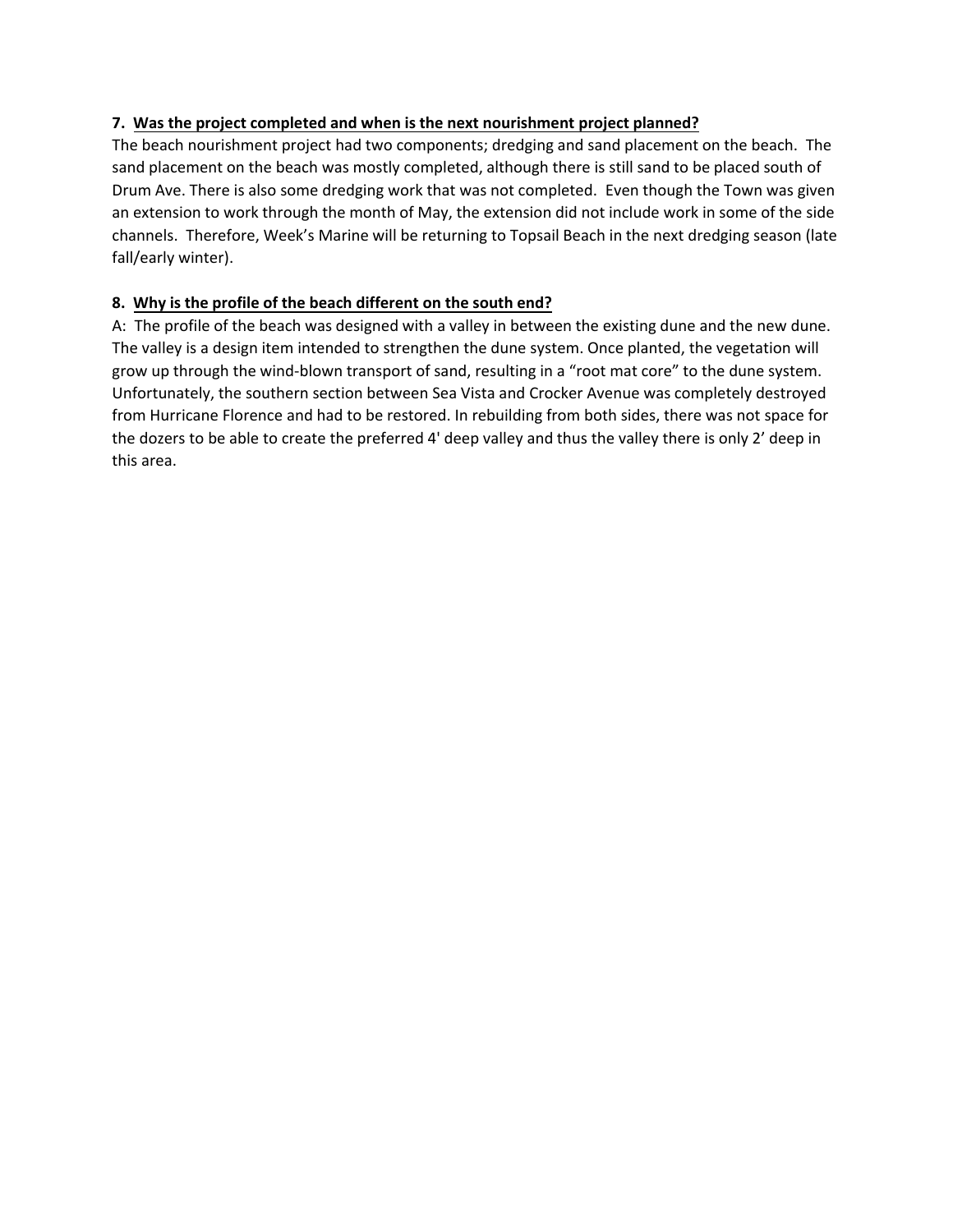**7. <u>Was the project completed and when is the next nourishment project planned?</u>**

The beach nourishment project had two components; dredging and sand placement on the beach. The sand placement on the beach was mostly completed, although there is still sand to be placed south of Drum Ave. There is also some dredging work that was not completed. Even though the Town was given an extension to work through the month of May, the extension did not include work in some of the side channels. Therefore, Week's Marine will be returning to Topsail Beach in the next dredging season (late fall/early winter).

**8. <u>Why is the profile of the beach different on the south end?</u>**

A: The profile of the beach was designed with a valley in between the existing dune and the new dune. The valley is a design item intended to strengthen the dune system. Once planted, the vegetation will grow up through the wind-blown transport of sand, resulting in a "root mat core" to the dune system. Unfortunately, the southern section between Sea Vista and Crocker Avenue was completely destroyed from Hurricane Florence and had to be restored. In rebuilding from both sides, there was not space for the dozers to be able to create the preferred 4' deep valley and thus the valley there is only 2' deep in this area.